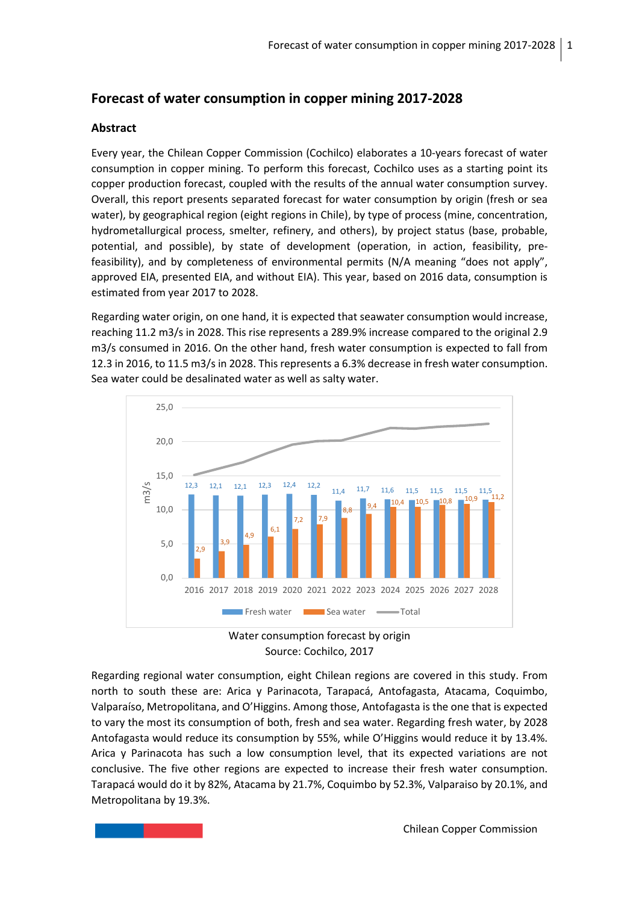# Forecast of water consumption in copper mining 2017-2028

## Abstract

Every year, the Chilean Copper Commission (Cochilco) elaborates a 10-years forecast of water consumption in copper mining. To perform this forecast, Cochilco uses as a starting point its copper production forecast, coupled with the results of the annual water consumption survey. Overall, this report presents separated forecast for water consumption by origin (fresh or sea water), by geographical region (eight regions in Chile), by type of process (mine, concentration, hydrometallurgical process, smelter, refinery, and others), by project status (base, probable, potential, and possible), by state of development (operation, in action, feasibility, pre-feasibility), and by completeness of environmental permits (N/A meaning "does not apply", approved EIA, presented EIA, and without EIA). This year, based on 2016 data, consumption is estimated from year 2017 to 2028.

Regarding water origin, on one hand, it is expected that seawater consumption would increase, reaching 11.2 m3/s in 2028. This rise represents a 289.9% increase compared to the original 2.9 m3/s consumed in 2016. On the other hand, fresh water consumption is expected to fall from 12.3 in 2016, to 11.5 m3/s in 2028. This represents a 6.3% decrease in fresh water consumption. Sea water could be desalinated water as well as salty water.

| Year | Fresh water (m3/s) | Sea water (m3/s) |
|---|---|---|
| 2016 | 12,3 | 2,9 |
| 2017 | 12,1 | 3,9 |
| 2018 | 12,1 | 4,9 |
| 2019 | 12,3 | 6,1 |
| 2020 | 12,4 | 7,2 |
| 2021 | 12,2 | 7,9 |
| 2022 | 11,4 | 8,8 |
| 2023 | 11,7 | 9,4 |
| 2024 | 11,6 | 10,4 |
| 2025 | 11,5 | 10,5 |
| 2026 | 11,5 | 10,8 |
| 2027 | 11,5 | 10,9 |
| 2028 | 11,5 | 11,2 |

Water consumption forecast by origin
Source: Cochilco, 2017

Regarding regional water consumption, eight Chilean regions are covered in this study. From north to south these are: Arica y Parinacota, Tarapacá, Antofagasta, Atacama, Coquimbo, Valparaíso, Metropolitana, and O'Higgins. Among those, Antofagasta is the one that is expected to vary the most its consumption of both, fresh and sea water. Regarding fresh water, by 2028 Antofagasta would reduce its consumption by 55%, while O'Higgins would reduce it by 13.4%. Arica y Parinacota has such a low consumption level, that its expected variations are not conclusive. The five other regions are expected to increase their fresh water consumption. Tarapacá would do it by 82%, Atacama by 21.7%, Coquimbo by 52.3%, Valparaiso by 20.1%, and Metropolitana by 19.3%.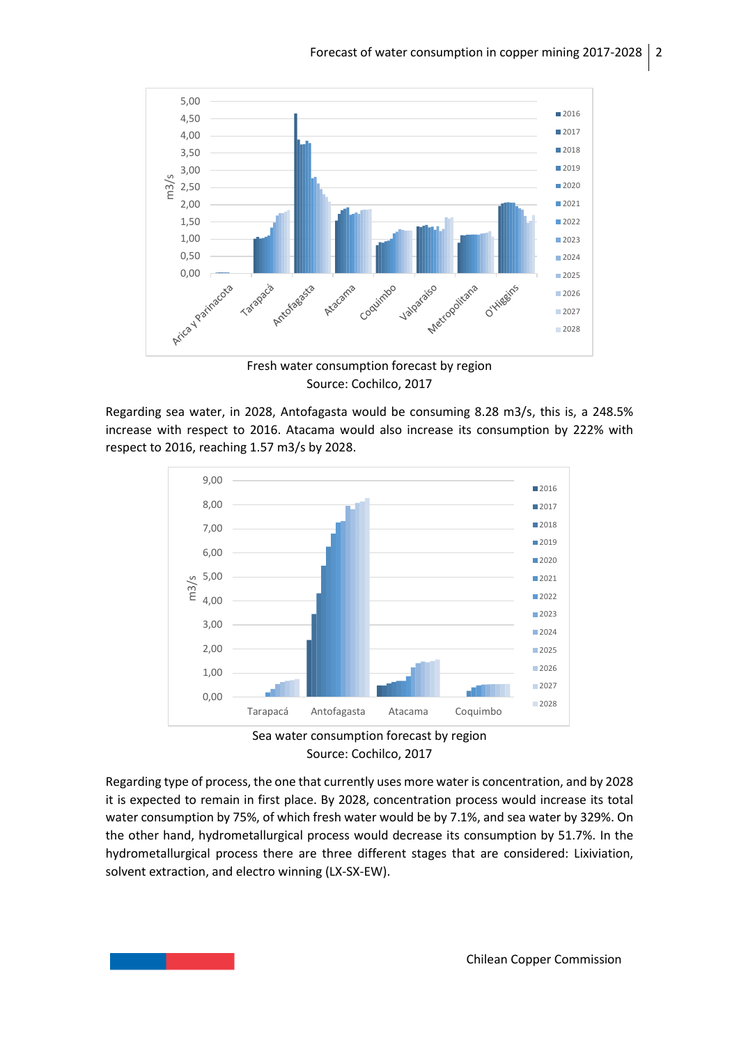Fresh water consumption forecast by region
Source: Cochilco, 2017

Regarding sea water, in 2028, Antofagasta would be consuming 8.28 m3/s, this is, a 248.5% increase with respect to 2016. Atacama would also increase its consumption by 222% with respect to 2016, reaching 1.57 m3/s by 2028.

Sea water consumption forecast by region
Source: Cochilco, 2017

Regarding type of process, the one that currently uses more water is concentration, and by 2028 it is expected to remain in first place. By 2028, concentration process would increase its total water consumption by 75%, of which fresh water would be by 7.1%, and sea water by 329%. On the other hand, hydrometallurgical process would decrease its consumption by 51.7%. In the hydrometallurgical process there are three different stages that are considered: Lixiviation, solvent extraction, and electro winning (LX-SX-EW).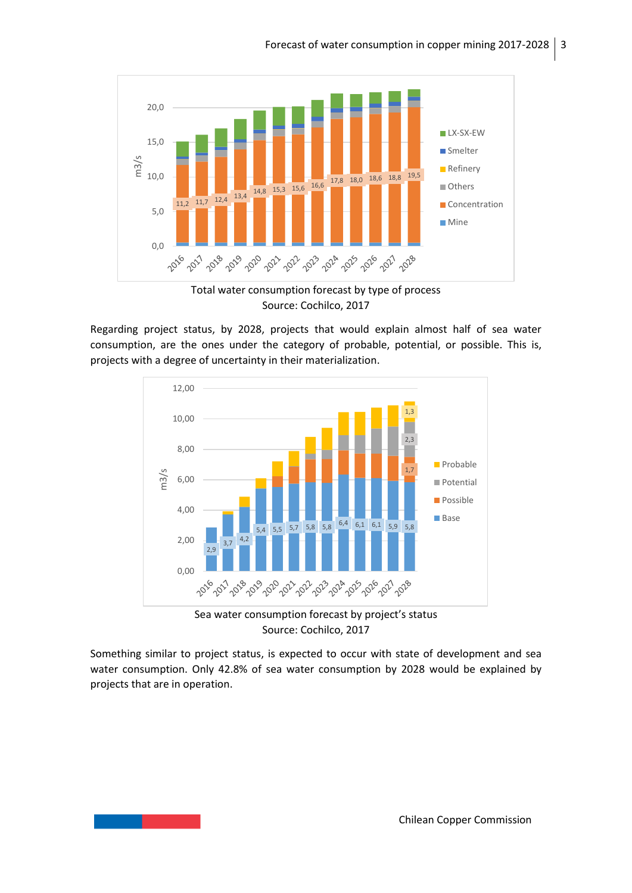Total water consumption forecast by type of process
Source: Cochilco, 2017

Regarding project status, by 2028, projects that would explain almost half of sea water consumption, are the ones under the category of probable, potential, or possible. This is, projects with a degree of uncertainty in their materialization.

Sea water consumption forecast by project's status
Source: Cochilco, 2017

Something similar to project status, is expected to occur with state of development and sea water consumption. Only 42.8% of sea water consumption by 2028 would be explained by projects that are in operation.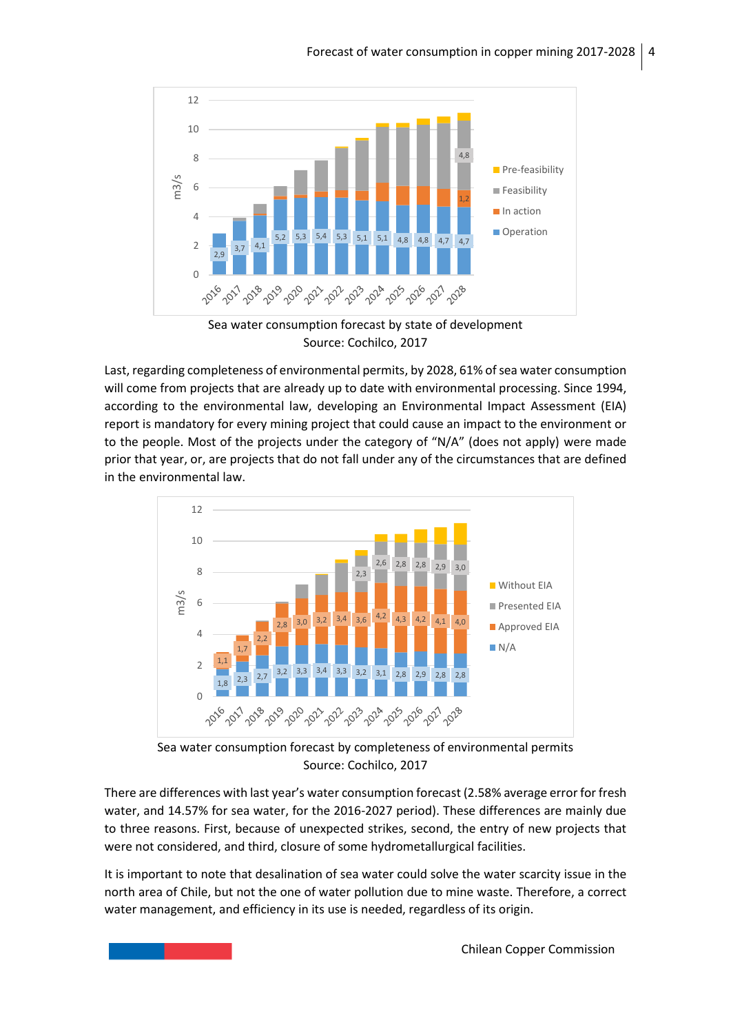12
10
8
6
4
2
0

m3/s

2,9 3,7 4,1 5,2 5,3 5,4 5,3 5,1 5,1 4,8 4,8 4,7 4,7

1,2

4,8

2016 2017 2018 2019 2020 2021 2022 2023 2024 2025 2026 2027 2028

Pre-feasibility
Feasibility
In action
Operation

Sea water consumption forecast by state of development
Source: Cochilco, 2017

Last, regarding completeness of environmental permits, by 2028, 61% of sea water consumption will come from projects that are already up to date with environmental processing. Since 1994, according to the environmental law, developing an Environmental Impact Assessment (EIA) report is mandatory for every mining project that could cause an impact to the environment or to the people. Most of the projects under the category of "N/A" (does not apply) were made prior that year, or, are projects that do not fall under any of the circumstances that are defined in the environmental law.

12
10
8
6
4
2
0

m3/s

1,8 2,3 2,7 3,2 3,3 3,4 3,3 3,2 3,1 2,8 2,9 2,8 2,8

1,1 1,7 2,2 2,8 3,0 3,2 3,4 3,6 4,2 4,3 4,2 4,1 4,0

2,3 2,6 2,8 2,8 2,9 3,0

2016 2017 2018 2019 2020 2021 2022 2023 2024 2025 2026 2027 2028

Without EIA
Presented EIA
Approved EIA
N/A

Sea water consumption forecast by completeness of environmental permits
Source: Cochilco, 2017

There are differences with last year's water consumption forecast (2.58% average error for fresh water, and 14.57% for sea water, for the 2016-2027 period). These differences are mainly due to three reasons. First, because of unexpected strikes, second, the entry of new projects that were not considered, and third, closure of some hydrometallurgical facilities.

It is important to note that desalination of sea water could solve the water scarcity issue in the north area of Chile, but not the one of water pollution due to mine waste. Therefore, a correct water management, and efficiency in its use is needed, regardless of its origin.